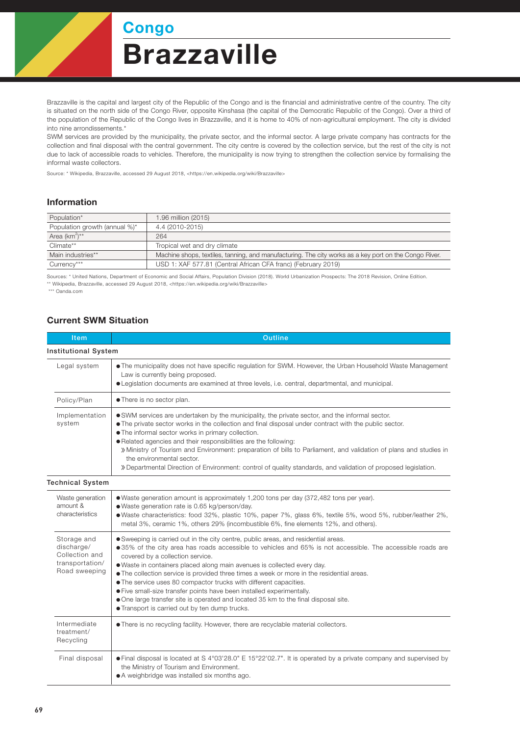# Congo

# Brazzaville

Brazzaville is the capital and largest city of the Republic of the Congo and is the financial and administrative centre of the country. The city is situated on the north side of the Congo River, opposite Kinshasa (the capital of the Democratic Republic of the Congo). Over a third of the population of the Republic of the Congo lives in Brazzaville, and it is home to 40% of non-agricultural employment. The city is divided into nine arrondissements.*

SWM services are provided by the municipality, the private sector, and the informal sector. A large private company has contracts for the collection and final disposal with the central government. The city centre is covered by the collection service, but the rest of the city is not due to lack of accessible roads to vehicles. Therefore, the municipality is now trying to strengthen the collection service by formalising the informal waste collectors.

Source: * Wikipedia, Brazzaville, accessed 29 August 2018, <https://en.wikipedia.org/wiki/Brazzaville>

## Information

| | |
|---|---|
| Population* | 1.96 million (2015) |
| Population growth (annual %)* | 4.4 (2010-2015) |
| Area ($km^2$)** | 264 |
| Climate** | Tropical wet and dry climate |
| Main industries** | Machine shops, textiles, tanning, and manufacturing. The city works as a key port on the Congo River. |
| Currency*** | USD 1: XAF 577.81 (Central African CFA franc) (February 2019) |

Sources: * United Nations, Department of Economic and Social Affairs, Population Division (2018). World Urbanization Prospects: The 2018 Revision, Online Edition.
** Wikipedia, Brazzaville, accessed 29 August 2018, <https://en.wikipedia.org/wiki/Brazzaville>
*** Oanda.com

## Current SWM Situation

| Item | Outline |
|---|---|
| **Institutional System** | |
| Legal system | ● The municipality does not have specific regulation for SWM. However, the Urban Household Waste Management Law is currently being proposed.<br>● Legislation documents are examined at three levels, i.e. central, departmental, and municipal. |
| Policy/Plan | ● There is no sector plan. |
| Implementation system | ● SWM services are undertaken by the municipality, the private sector, and the informal sector.<br>● The private sector works in the collection and final disposal under contract with the public sector.<br>● The informal sector works in primary collection.<br>● Related agencies and their responsibilities are the following:<br>》Ministry of Tourism and Environment: preparation of bills to Parliament, and validation of plans and studies in the environmental sector.<br>》Departmental Direction of Environment: control of quality standards, and validation of proposed legislation. |
| **Technical System** | |
| Waste generation amount & characteristics | ● Waste generation amount is approximately 1,200 tons per day (372,482 tons per year).<br>● Waste generation rate is 0.65 kg/person/day.<br>● Waste characteristics: food 32%, plastic 10%, paper 7%, glass 6%, textile 5%, wood 5%, rubber/leather 2%, metal 3%, ceramic 1%, others 29% (incombustible 6%, fine elements 12%, and others). |
| Storage and discharge/ Collection and transportation/ Road sweeping | ● Sweeping is carried out in the city centre, public areas, and residential areas.<br>● 35% of the city area has roads accessible to vehicles and 65% is not accessible. The accessible roads are covered by a collection service.<br>● Waste in containers placed along main avenues is collected every day.<br>● The collection service is provided three times a week or more in the residential areas.<br>● The service uses 80 compactor trucks with different capacities.<br>● Five small-size transfer points have been installed experimentally.<br>● One large transfer site is operated and located 35 km to the final disposal site.<br>● Transport is carried out by ten dump trucks. |
| Intermediate treatment/ Recycling | ● There is no recycling facility. However, there are recyclable material collectors. |
| Final disposal | ● Final disposal is located at S 4°03'28.0" E 15°22'02.7". It is operated by a private company and supervised by the Ministry of Tourism and Environment.<br>● A weighbridge was installed six months ago. |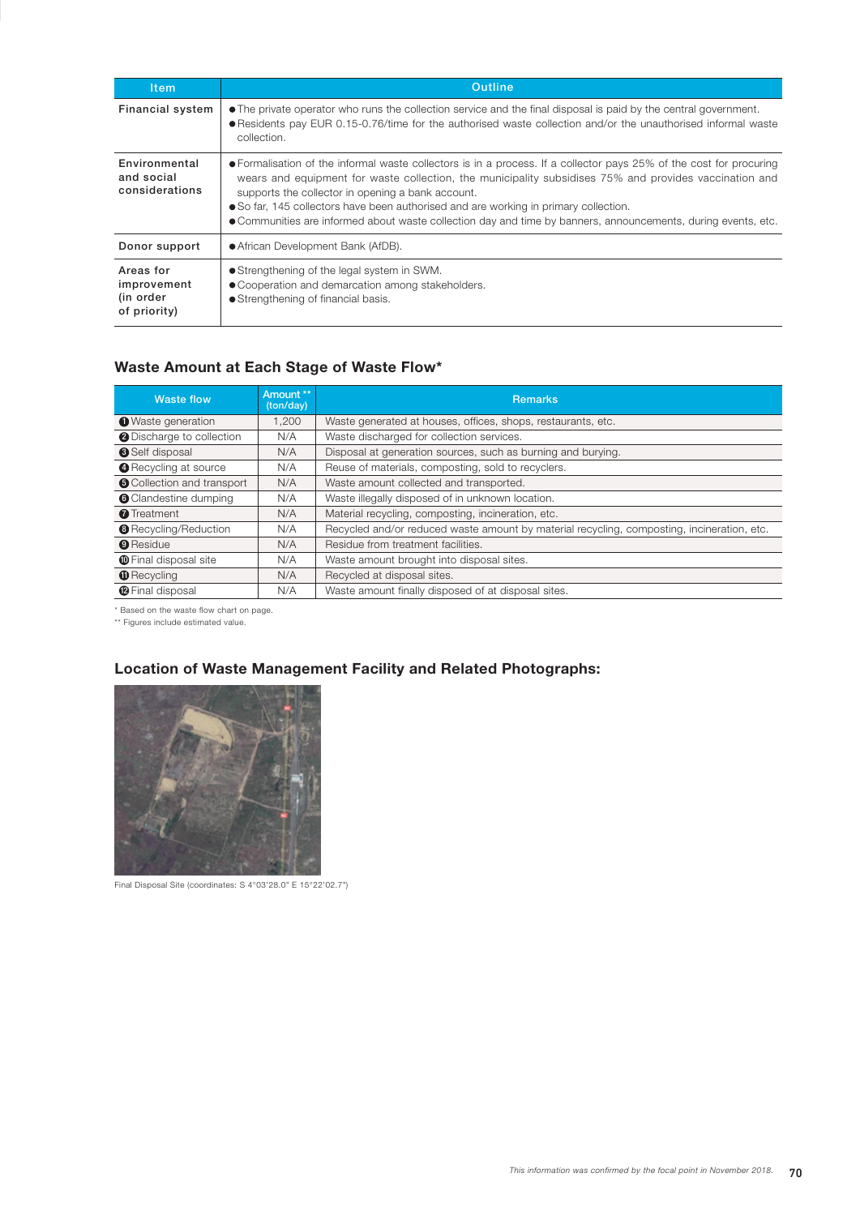| Item | Outline |
|---|---|
| Financial system | ● The private operator who runs the collection service and the final disposal is paid by the central government.<br>● Residents pay EUR 0.15-0.76/time for the authorised waste collection and/or the unauthorised informal waste collection. |
| Environmental and social considerations | ● Formalisation of the informal waste collectors is in a process. If a collector pays 25% of the cost for procuring wears and equipment for waste collection, the municipality subsidises 75% and provides vaccination and supports the collector in opening a bank account.<br>● So far, 145 collectors have been authorised and are working in primary collection.<br>● Communities are informed about waste collection day and time by banners, announcements, during events, etc. |
| Donor support | ● African Development Bank (AfDB). |
| Areas for improvement (in order of priority) | ● Strengthening of the legal system in SWM.<br>● Cooperation and demarcation among stakeholders.<br>● Strengthening of financial basis. |

## Waste Amount at Each Stage of Waste Flow*

| Waste flow | Amount ** (ton/day) | Remarks |
|---|---|---|
| ❶ Waste generation | 1,200 | Waste generated at houses, offices, shops, restaurants, etc. |
| ❷ Discharge to collection | N/A | Waste discharged for collection services. |
| ❸ Self disposal | N/A | Disposal at generation sources, such as burning and burying. |
| ❹ Recycling at source | N/A | Reuse of materials, composting, sold to recyclers. |
| ❺ Collection and transport | N/A | Waste amount collected and transported. |
| ❻ Clandestine dumping | N/A | Waste illegally disposed of in unknown location. |
| ❼ Treatment | N/A | Material recycling, composting, incineration, etc. |
| ❽ Recycling/Reduction | N/A | Recycled and/or reduced waste amount by material recycling, composting, incineration, etc. |
| ❾ Residue | N/A | Residue from treatment facilities. |
| ❿ Final disposal site | N/A | Waste amount brought into disposal sites. |
| ⓫ Recycling | N/A | Recycled at disposal sites. |
| ⓬ Final disposal | N/A | Waste amount finally disposed of at disposal sites. |

\* Based on the waste flow chart on page.
\*\* Figures include estimated value.

## Location of Waste Management Facility and Related Photographs:

Final Disposal Site (coordinates: S 4°03'28.0" E 15°22'02.7")

*This information was confirmed by the focal point in November 2018.*